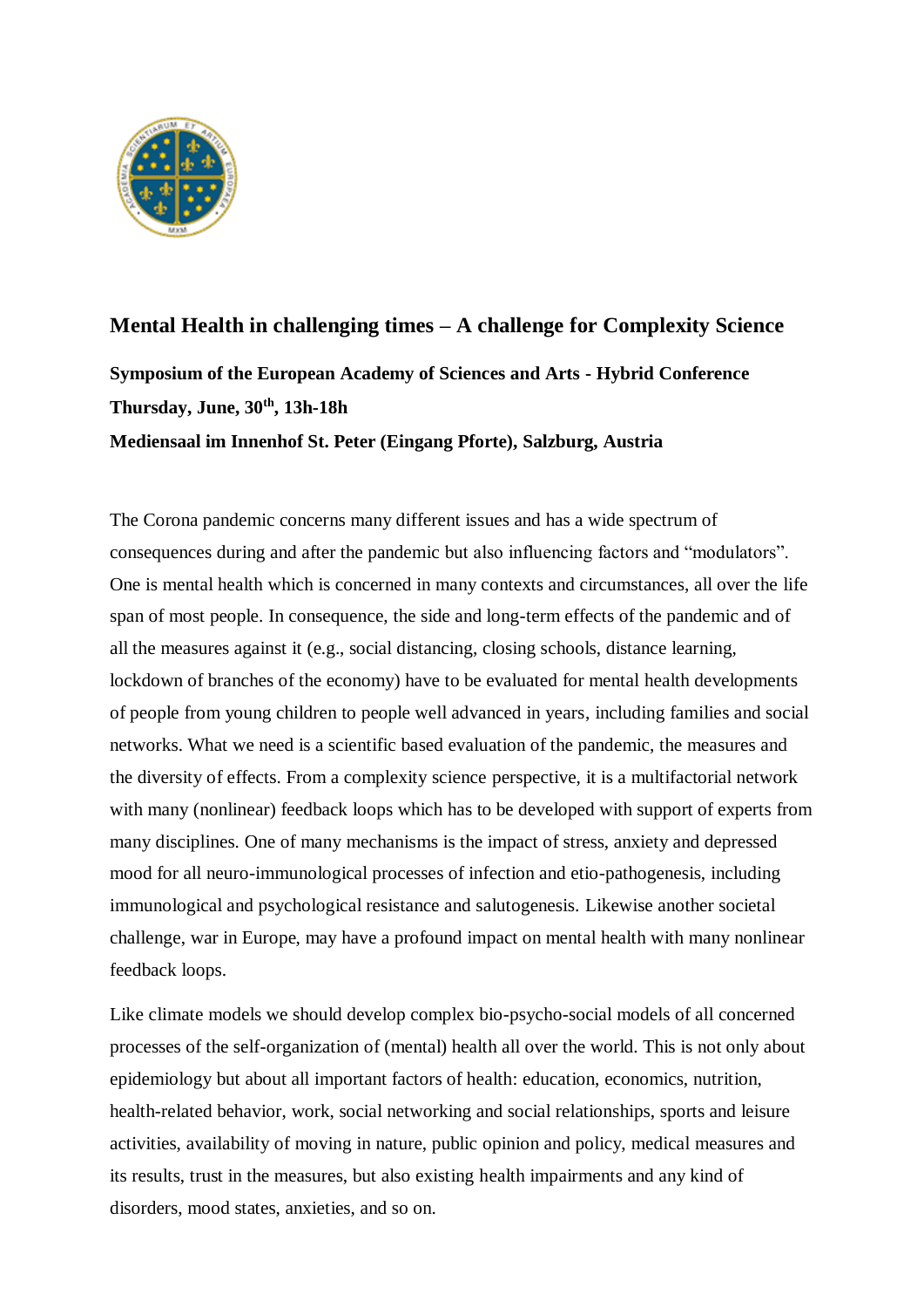# Mental Health in challenging times – A challenge for Complexity Science

**Symposium of the European Academy of Sciences and Arts - Hybrid Conference**

**Thursday, June, 30th, 13h-18h**

**Mediensaal im Innenhof St. Peter (Eingang Pforte), Salzburg, Austria**

The Corona pandemic concerns many different issues and has a wide spectrum of consequences during and after the pandemic but also influencing factors and "modulators". One is mental health which is concerned in many contexts and circumstances, all over the life span of most people. In consequence, the side and long-term effects of the pandemic and of all the measures against it (e.g., social distancing, closing schools, distance learning, lockdown of branches of the economy) have to be evaluated for mental health developments of people from young children to people well advanced in years, including families and social networks. What we need is a scientific based evaluation of the pandemic, the measures and the diversity of effects. From a complexity science perspective, it is a multifactorial network with many (nonlinear) feedback loops which has to be developed with support of experts from many disciplines. One of many mechanisms is the impact of stress, anxiety and depressed mood for all neuro-immunological processes of infection and etio-pathogenesis, including immunological and psychological resistance and salutogenesis. Likewise another societal challenge, war in Europe, may have a profound impact on mental health with many nonlinear feedback loops.

Like climate models we should develop complex bio-psycho-social models of all concerned processes of the self-organization of (mental) health all over the world. This is not only about epidemiology but about all important factors of health: education, economics, nutrition, health-related behavior, work, social networking and social relationships, sports and leisure activities, availability of moving in nature, public opinion and policy, medical measures and its results, trust in the measures, but also existing health impairments and any kind of disorders, mood states, anxieties, and so on.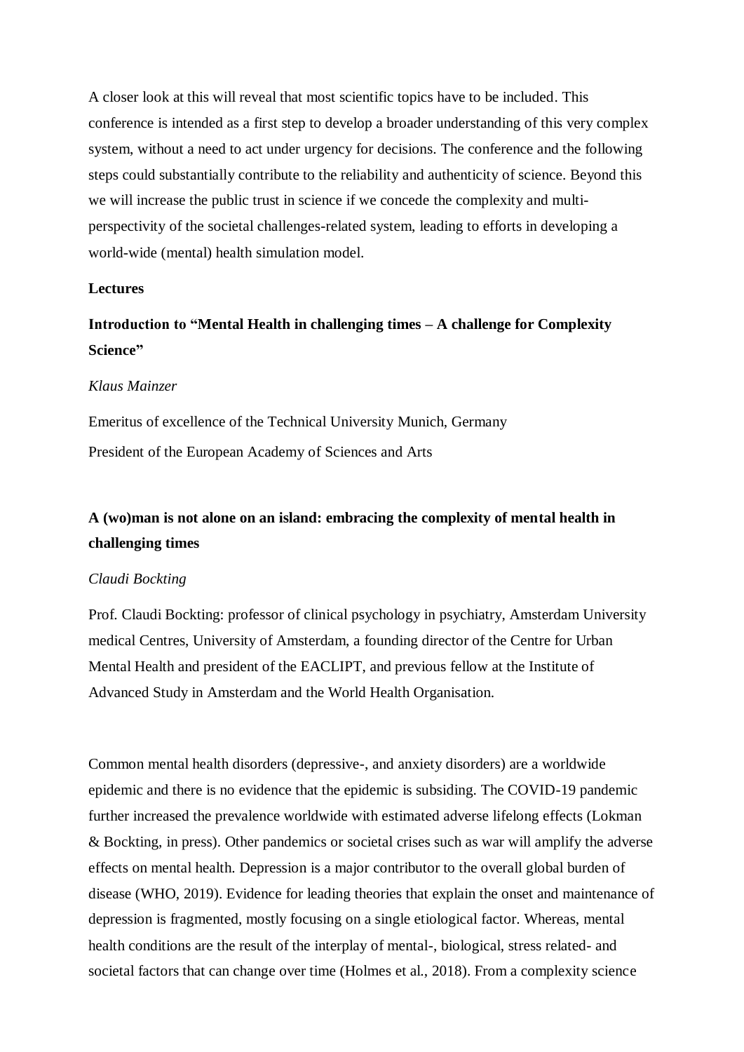A closer look at this will reveal that most scientific topics have to be included. This conference is intended as a first step to develop a broader understanding of this very complex system, without a need to act under urgency for decisions. The conference and the following steps could substantially contribute to the reliability and authenticity of science. Beyond this we will increase the public trust in science if we concede the complexity and multi-perspectivity of the societal challenges-related system, leading to efforts in developing a world-wide (mental) health simulation model.

## Lectures

### Introduction to "Mental Health in challenging times – A challenge for Complexity Science"

*Klaus Mainzer*

Emeritus of excellence of the Technical University Munich, Germany

President of the European Academy of Sciences and Arts

### A (wo)man is not alone on an island: embracing the complexity of mental health in challenging times

*Claudi Bockting*

Prof. Claudi Bockting: professor of clinical psychology in psychiatry, Amsterdam University medical Centres, University of Amsterdam, a founding director of the Centre for Urban Mental Health and president of the EACLIPT, and previous fellow at the Institute of Advanced Study in Amsterdam and the World Health Organisation.

Common mental health disorders (depressive-, and anxiety disorders) are a worldwide epidemic and there is no evidence that the epidemic is subsiding. The COVID-19 pandemic further increased the prevalence worldwide with estimated adverse lifelong effects (Lokman & Bockting, in press). Other pandemics or societal crises such as war will amplify the adverse effects on mental health. Depression is a major contributor to the overall global burden of disease (WHO, 2019). Evidence for leading theories that explain the onset and maintenance of depression is fragmented, mostly focusing on a single etiological factor. Whereas, mental health conditions are the result of the interplay of mental-, biological, stress related- and societal factors that can change over time (Holmes et al., 2018). From a complexity science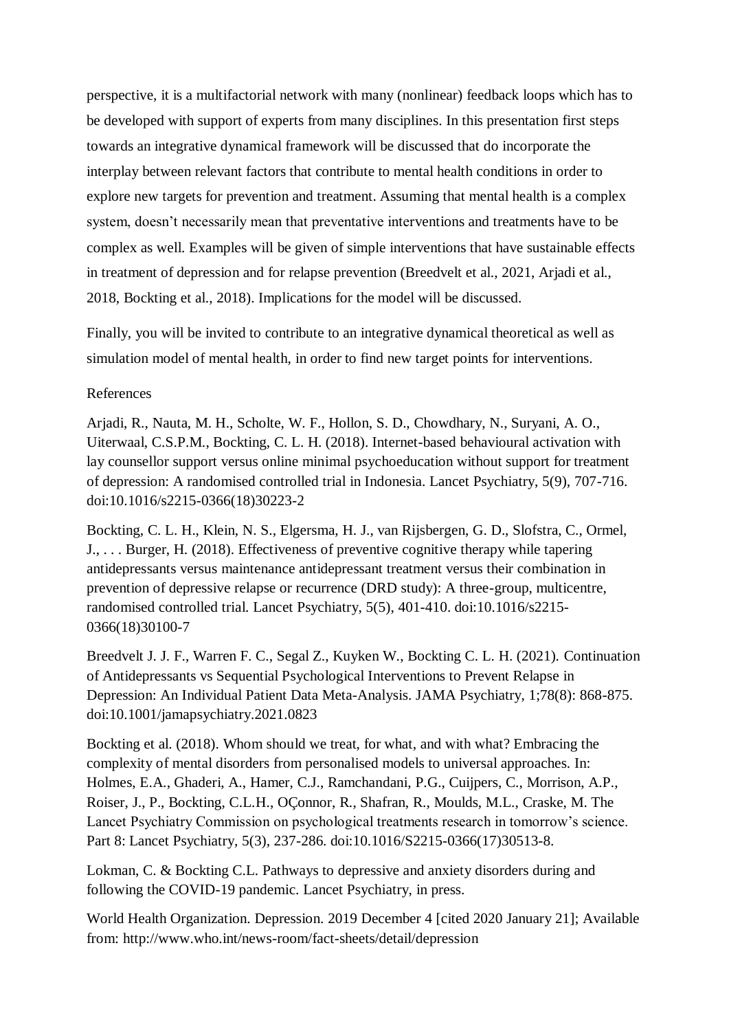perspective, it is a multifactorial network with many (nonlinear) feedback loops which has to be developed with support of experts from many disciplines. In this presentation first steps towards an integrative dynamical framework will be discussed that do incorporate the interplay between relevant factors that contribute to mental health conditions in order to explore new targets for prevention and treatment. Assuming that mental health is a complex system, doesn't necessarily mean that preventative interventions and treatments have to be complex as well. Examples will be given of simple interventions that have sustainable effects in treatment of depression and for relapse prevention (Breedvelt et al., 2021, Arjadi et al., 2018, Bockting et al., 2018). Implications for the model will be discussed.

Finally, you will be invited to contribute to an integrative dynamical theoretical as well as simulation model of mental health, in order to find new target points for interventions.

References

Arjadi, R., Nauta, M. H., Scholte, W. F., Hollon, S. D., Chowdhary, N., Suryani, A. O., Uiterwaal, C.S.P.M., Bockting, C. L. H. (2018). Internet-based behavioural activation with lay counsellor support versus online minimal psychoeducation without support for treatment of depression: A randomised controlled trial in Indonesia. Lancet Psychiatry, 5(9), 707-716. doi:10.1016/s2215-0366(18)30223-2

Bockting, C. L. H., Klein, N. S., Elgersma, H. J., van Rijsbergen, G. D., Slofstra, C., Ormel, J., . . . Burger, H. (2018). Effectiveness of preventive cognitive therapy while tapering antidepressants versus maintenance antidepressant treatment versus their combination in prevention of depressive relapse or recurrence (DRD study): A three-group, multicentre, randomised controlled trial. Lancet Psychiatry, 5(5), 401-410. doi:10.1016/s2215-0366(18)30100-7

Breedvelt J. J. F., Warren F. C., Segal Z., Kuyken W., Bockting C. L. H. (2021). Continuation of Antidepressants vs Sequential Psychological Interventions to Prevent Relapse in Depression: An Individual Patient Data Meta-Analysis. JAMA Psychiatry, 1;78(8): 868-875. doi:10.1001/jamapsychiatry.2021.0823

Bockting et al. (2018). Whom should we treat, for what, and with what? Embracing the complexity of mental disorders from personalised models to universal approaches. In: Holmes, E.A., Ghaderi, A., Hamer, C.J., Ramchandani, P.G., Cuijpers, C., Morrison, A.P., Roiser, J., P., Bockting, C.L.H., OÇonnor, R., Shafran, R., Moulds, M.L., Craske, M. The Lancet Psychiatry Commission on psychological treatments research in tomorrow's science. Part 8: Lancet Psychiatry, 5(3), 237-286. doi:10.1016/S2215-0366(17)30513-8.

Lokman, C. & Bockting C.L. Pathways to depressive and anxiety disorders during and following the COVID-19 pandemic. Lancet Psychiatry, in press.

World Health Organization. Depression. 2019 December 4 [cited 2020 January 21]; Available from: http://www.who.int/news-room/fact-sheets/detail/depression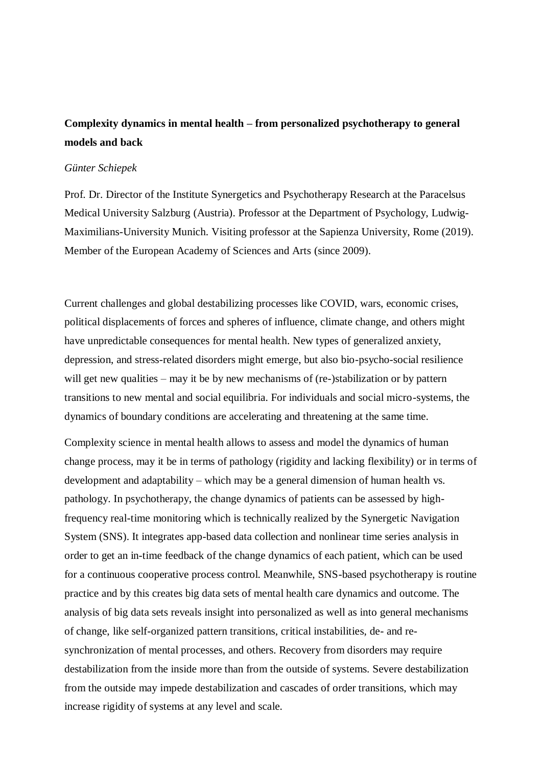**Complexity dynamics in mental health – from personalized psychotherapy to general models and back**

*Günter Schiepek*

Prof. Dr. Director of the Institute Synergetics and Psychotherapy Research at the Paracelsus Medical University Salzburg (Austria). Professor at the Department of Psychology, Ludwig-Maximilians-University Munich. Visiting professor at the Sapienza University, Rome (2019). Member of the European Academy of Sciences and Arts (since 2009).

Current challenges and global destabilizing processes like COVID, wars, economic crises, political displacements of forces and spheres of influence, climate change, and others might have unpredictable consequences for mental health. New types of generalized anxiety, depression, and stress-related disorders might emerge, but also bio-psycho-social resilience will get new qualities – may it be by new mechanisms of (re-)stabilization or by pattern transitions to new mental and social equilibria. For individuals and social micro-systems, the dynamics of boundary conditions are accelerating and threatening at the same time.

Complexity science in mental health allows to assess and model the dynamics of human change process, may it be in terms of pathology (rigidity and lacking flexibility) or in terms of development and adaptability – which may be a general dimension of human health vs. pathology. In psychotherapy, the change dynamics of patients can be assessed by high-frequency real-time monitoring which is technically realized by the Synergetic Navigation System (SNS). It integrates app-based data collection and nonlinear time series analysis in order to get an in-time feedback of the change dynamics of each patient, which can be used for a continuous cooperative process control. Meanwhile, SNS-based psychotherapy is routine practice and by this creates big data sets of mental health care dynamics and outcome. The analysis of big data sets reveals insight into personalized as well as into general mechanisms of change, like self-organized pattern transitions, critical instabilities, de- and re-synchronization of mental processes, and others. Recovery from disorders may require destabilization from the inside more than from the outside of systems. Severe destabilization from the outside may impede destabilization and cascades of order transitions, which may increase rigidity of systems at any level and scale.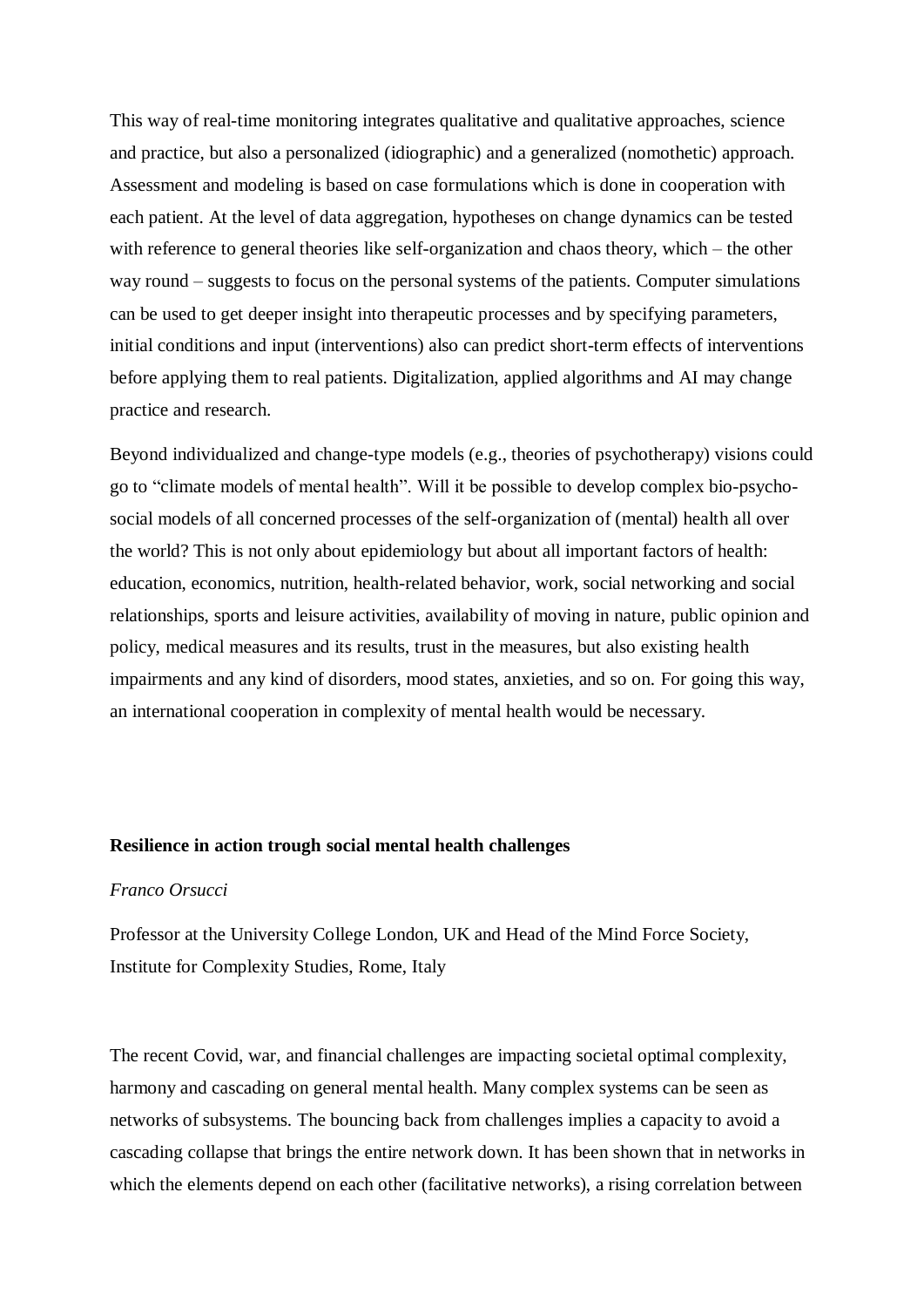This way of real-time monitoring integrates qualitative and qualitative approaches, science and practice, but also a personalized (idiographic) and a generalized (nomothetic) approach. Assessment and modeling is based on case formulations which is done in cooperation with each patient. At the level of data aggregation, hypotheses on change dynamics can be tested with reference to general theories like self-organization and chaos theory, which – the other way round – suggests to focus on the personal systems of the patients. Computer simulations can be used to get deeper insight into therapeutic processes and by specifying parameters, initial conditions and input (interventions) also can predict short-term effects of interventions before applying them to real patients. Digitalization, applied algorithms and AI may change practice and research.

Beyond individualized and change-type models (e.g., theories of psychotherapy) visions could go to "climate models of mental health". Will it be possible to develop complex bio-psycho-social models of all concerned processes of the self-organization of (mental) health all over the world? This is not only about epidemiology but about all important factors of health: education, economics, nutrition, health-related behavior, work, social networking and social relationships, sports and leisure activities, availability of moving in nature, public opinion and policy, medical measures and its results, trust in the measures, but also existing health impairments and any kind of disorders, mood states, anxieties, and so on. For going this way, an international cooperation in complexity of mental health would be necessary.

**Resilience in action trough social mental health challenges**

*Franco Orsucci*

Professor at the University College London, UK and Head of the Mind Force Society, Institute for Complexity Studies, Rome, Italy

The recent Covid, war, and financial challenges are impacting societal optimal complexity, harmony and cascading on general mental health. Many complex systems can be seen as networks of subsystems. The bouncing back from challenges implies a capacity to avoid a cascading collapse that brings the entire network down. It has been shown that in networks in which the elements depend on each other (facilitative networks), a rising correlation between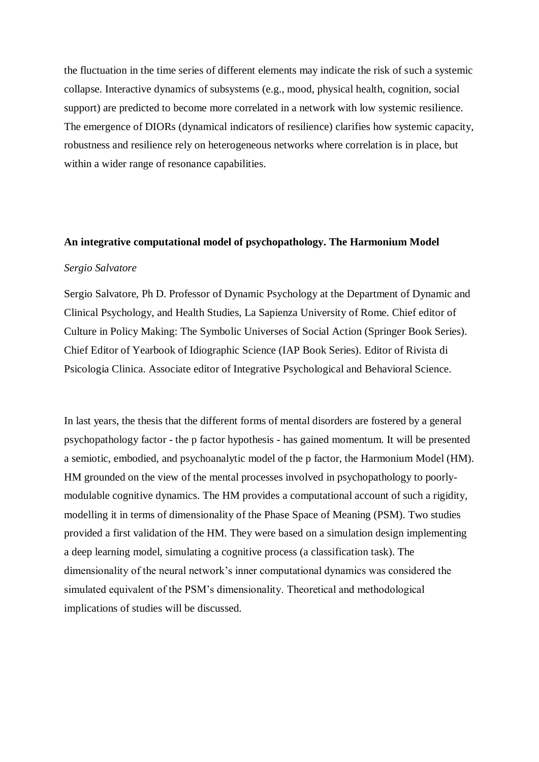the fluctuation in the time series of different elements may indicate the risk of such a systemic collapse. Interactive dynamics of subsystems (e.g., mood, physical health, cognition, social support) are predicted to become more correlated in a network with low systemic resilience. The emergence of DIORs (dynamical indicators of resilience) clarifies how systemic capacity, robustness and resilience rely on heterogeneous networks where correlation is in place, but within a wider range of resonance capabilities.

**An integrative computational model of psychopathology. The Harmonium Model**

*Sergio Salvatore*

Sergio Salvatore, Ph D. Professor of Dynamic Psychology at the Department of Dynamic and Clinical Psychology, and Health Studies, La Sapienza University of Rome. Chief editor of Culture in Policy Making: The Symbolic Universes of Social Action (Springer Book Series). Chief Editor of Yearbook of Idiographic Science (IAP Book Series). Editor of Rivista di Psicologia Clinica. Associate editor of Integrative Psychological and Behavioral Science.

In last years, the thesis that the different forms of mental disorders are fostered by a general psychopathology factor - the p factor hypothesis - has gained momentum. It will be presented a semiotic, embodied, and psychoanalytic model of the p factor, the Harmonium Model (HM). HM grounded on the view of the mental processes involved in psychopathology to poorly-modulable cognitive dynamics. The HM provides a computational account of such a rigidity, modelling it in terms of dimensionality of the Phase Space of Meaning (PSM). Two studies provided a first validation of the HM. They were based on a simulation design implementing a deep learning model, simulating a cognitive process (a classification task). The dimensionality of the neural network's inner computational dynamics was considered the simulated equivalent of the PSM's dimensionality. Theoretical and methodological implications of studies will be discussed.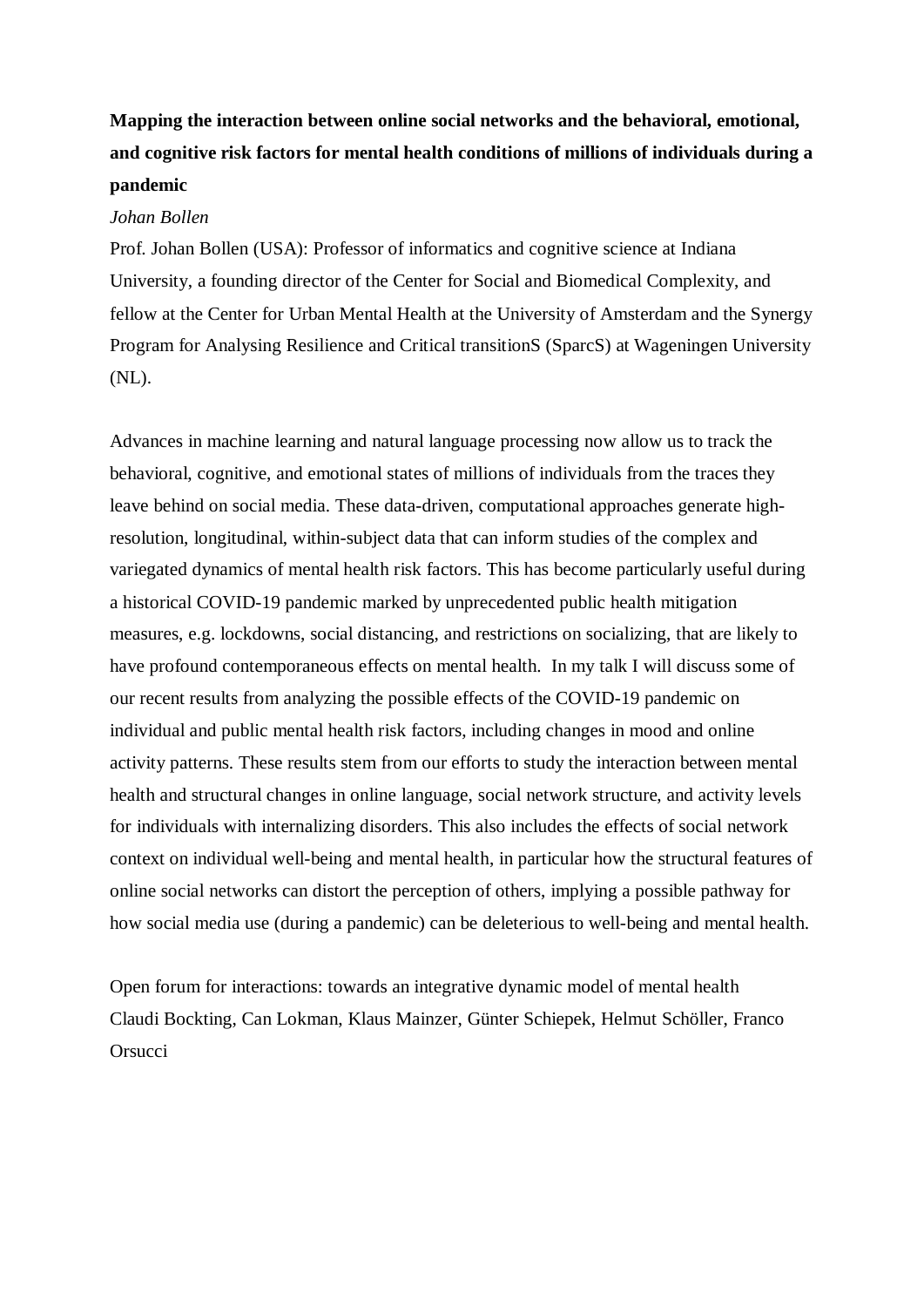**Mapping the interaction between online social networks and the behavioral, emotional, and cognitive risk factors for mental health conditions of millions of individuals during a pandemic**

*Johan Bollen*

Prof. Johan Bollen (USA): Professor of informatics and cognitive science at Indiana University, a founding director of the Center for Social and Biomedical Complexity, and fellow at the Center for Urban Mental Health at the University of Amsterdam and the Synergy Program for Analysing Resilience and Critical transitionS (SparcS) at Wageningen University (NL).

Advances in machine learning and natural language processing now allow us to track the behavioral, cognitive, and emotional states of millions of individuals from the traces they leave behind on social media. These data-driven, computational approaches generate high-resolution, longitudinal, within-subject data that can inform studies of the complex and variegated dynamics of mental health risk factors. This has become particularly useful during a historical COVID-19 pandemic marked by unprecedented public health mitigation measures, e.g. lockdowns, social distancing, and restrictions on socializing, that are likely to have profound contemporaneous effects on mental health. In my talk I will discuss some of our recent results from analyzing the possible effects of the COVID-19 pandemic on individual and public mental health risk factors, including changes in mood and online activity patterns. These results stem from our efforts to study the interaction between mental health and structural changes in online language, social network structure, and activity levels for individuals with internalizing disorders. This also includes the effects of social network context on individual well-being and mental health, in particular how the structural features of online social networks can distort the perception of others, implying a possible pathway for how social media use (during a pandemic) can be deleterious to well-being and mental health.

Open forum for interactions: towards an integrative dynamic model of mental health
Claudi Bockting, Can Lokman, Klaus Mainzer, Günter Schiepek, Helmut Schöller, Franco Orsucci